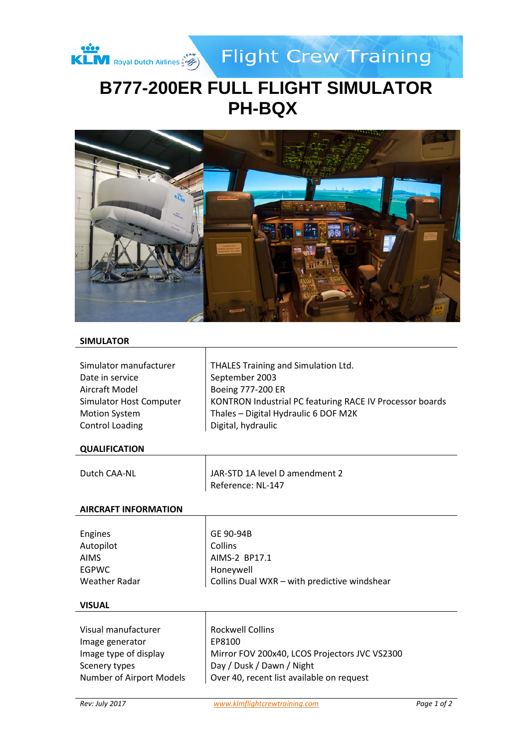# B777-200ER FULL FLIGHT SIMULATOR PH-BQX

## SIMULATOR

| | |
|---|---|
| Simulator manufacturer | THALES Training and Simulation Ltd. |
| Date in service | September 2003 |
| Aircraft Model | Boeing 777-200 ER |
| Simulator Host Computer | KONTRON Industrial PC featuring RACE IV Processor boards |
| Motion System | Thales – Digital Hydraulic 6 DOF M2K |
| Control Loading | Digital, hydraulic |

## QUALIFICATION

| | |
|---|---|
| Dutch CAA-NL | JAR-STD 1A level D amendment 2<br>Reference: NL-147 |

## AIRCRAFT INFORMATION

| | |
|---|---|
| Engines | GE 90-94B |
| Autopilot | Collins |
| AIMS | AIMS-2 BP17.1 |
| EGPWC | Honeywell |
| Weather Radar | Collins Dual WXR – with predictive windshear |

## VISUAL

| | |
|---|---|
| Visual manufacturer | Rockwell Collins |
| Image generator | EP8100 |
| Image type of display | Mirror FOV 200x40, LCOS Projectors JVC VS2300 |
| Scenery types | Day / Dusk / Dawn / Night |
| Number of Airport Models | Over 40, recent list available on request |

*Rev: July 2017* www.klmflightcrewtraining.com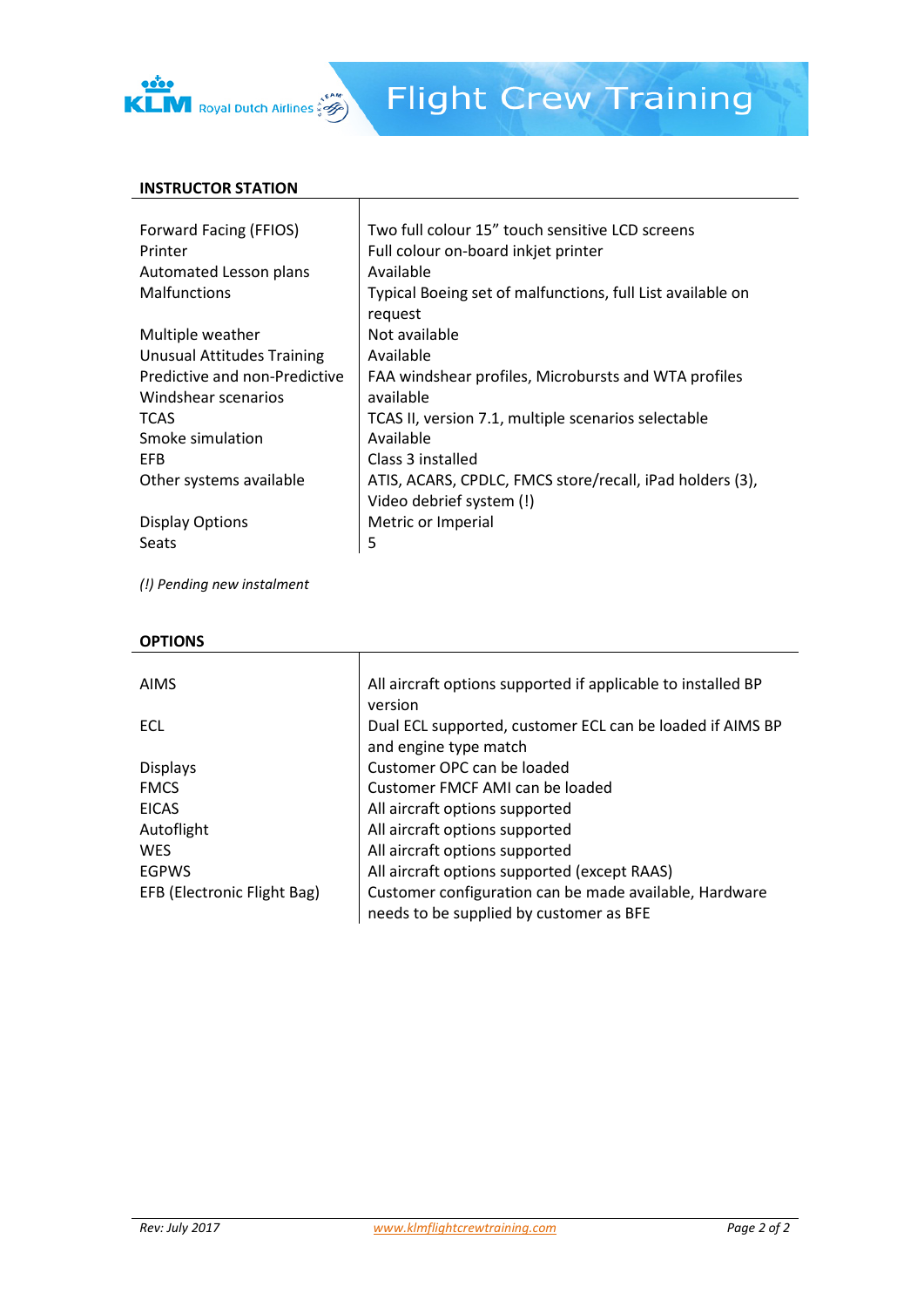## INSTRUCTOR STATION

| | |
|---|---|
| Forward Facing (FFIOS) | Two full colour 15" touch sensitive LCD screens |
| Printer | Full colour on-board inkjet printer |
| Automated Lesson plans | Available |
| Malfunctions | Typical Boeing set of malfunctions, full List available on request |
| Multiple weather | Not available |
| Unusual Attitudes Training | Available |
| Predictive and non-Predictive Windshear scenarios | FAA windshear profiles, Microbursts and WTA profiles available |
| TCAS | TCAS II, version 7.1, multiple scenarios selectable |
| Smoke simulation | Available |
| EFB | Class 3 installed |
| Other systems available | ATIS, ACARS, CPDLC, FMCS store/recall, iPad holders (3), Video debrief system (!) |
| Display Options | Metric or Imperial |
| Seats | 5 |

*(!) Pending new instalment*

## OPTIONS

| | |
|---|---|
| AIMS | All aircraft options supported if applicable to installed BP version |
| ECL | Dual ECL supported, customer ECL can be loaded if AIMS BP and engine type match |
| Displays | Customer OPC can be loaded |
| FMCS | Customer FMCF AMI can be loaded |
| EICAS | All aircraft options supported |
| Autoflight | All aircraft options supported |
| WES | All aircraft options supported |
| EGPWS | All aircraft options supported (except RAAS) |
| EFB (Electronic Flight Bag) | Customer configuration can be made available, Hardware needs to be supplied by customer as BFE |